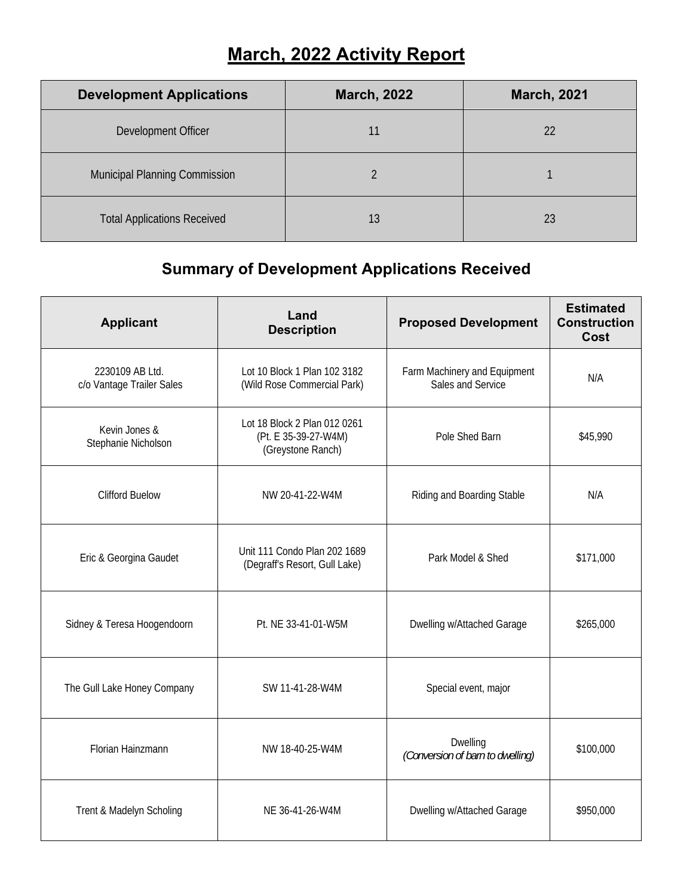# March, 2022 Activity Report

| Development Applications | March, 2022 | March, 2021 |
|---|---|---|
| Development Officer | 11 | 22 |
| Municipal Planning Commission | 2 | 1 |
| Total Applications Received | 13 | 23 |

## Summary of Development Applications Received

| Applicant | Land Description | Proposed Development | Estimated Construction Cost |
|---|---|---|---|
| 2230109 AB Ltd. c/o Vantage Trailer Sales | Lot 10 Block 1 Plan 102 3182 (Wild Rose Commercial Park) | Farm Machinery and Equipment Sales and Service | N/A |
| Kevin Jones & Stephanie Nicholson | Lot 18 Block 2 Plan 012 0261 (Pt. E 35-39-27-W4M) (Greystone Ranch) | Pole Shed Barn | $45,990 |
| Clifford Buelow | NW 20-41-22-W4M | Riding and Boarding Stable | N/A |
| Eric & Georgina Gaudet | Unit 111 Condo Plan 202 1689 (Degraff's Resort, Gull Lake) | Park Model & Shed | $171,000 |
| Sidney & Teresa Hoogendoorn | Pt. NE 33-41-01-W5M | Dwelling w/Attached Garage | $265,000 |
| The Gull Lake Honey Company | SW 11-41-28-W4M | Special event, major | |
| Florian Hainzmann | NW 18-40-25-W4M | Dwelling *(Conversion of barn to dwelling)* | $100,000 |
| Trent & Madelyn Scholing | NE 36-41-26-W4M | Dwelling w/Attached Garage | $950,000 |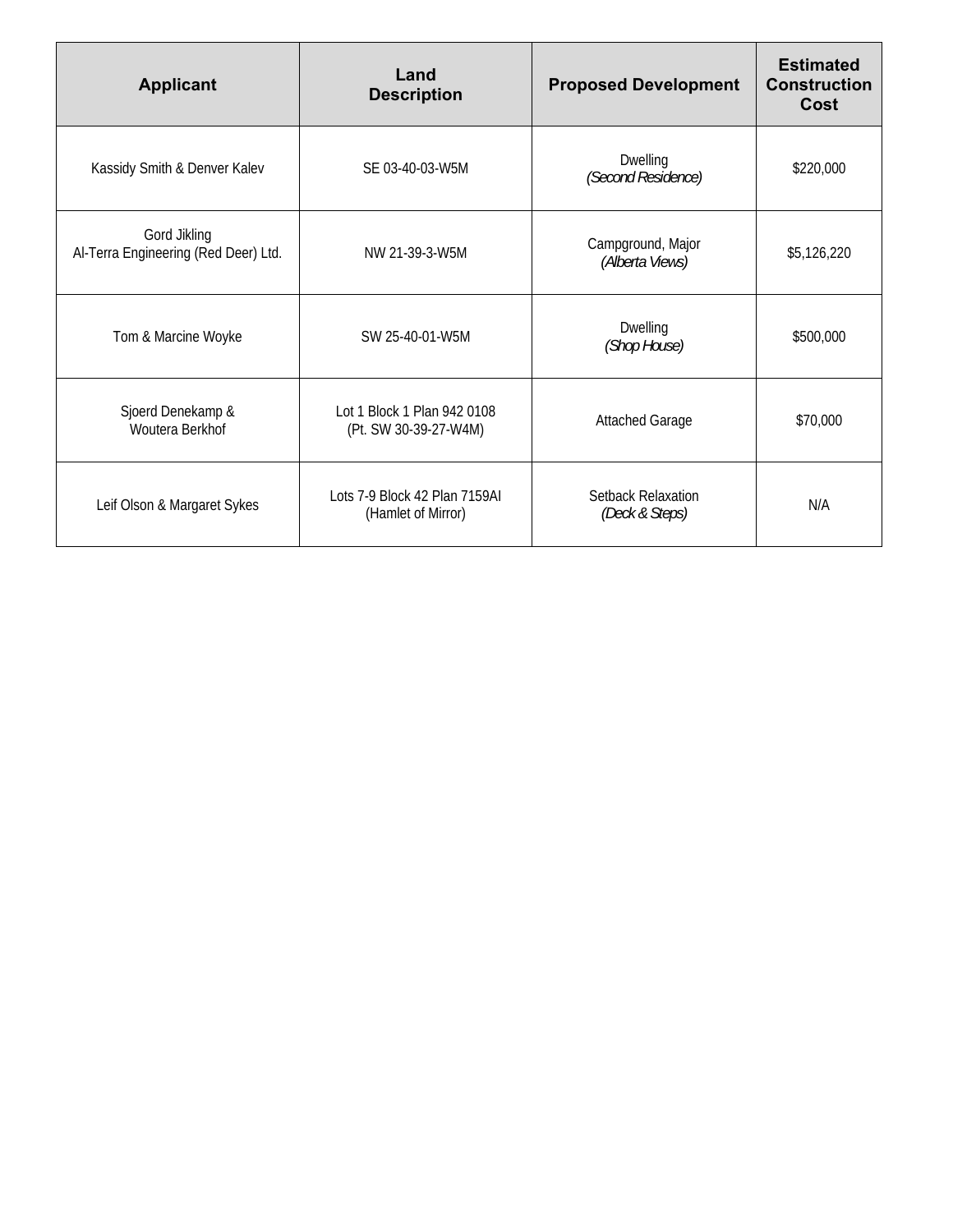| Applicant | Land Description | Proposed Development | Estimated Construction Cost |
|---|---|---|---|
| Kassidy Smith & Denver Kalev | SE 03-40-03-W5M | Dwelling *(Second Residence)* | $220,000 |
| Gord Jikling Al-Terra Engineering (Red Deer) Ltd. | NW 21-39-3-W5M | Campground, Major *(Alberta Views)* | $5,126,220 |
| Tom & Marcine Woyke | SW 25-40-01-W5M | Dwelling *(Shop House)* | $500,000 |
| Sjoerd Denekamp & Woutera Berkhof | Lot 1 Block 1 Plan 942 0108 (Pt. SW 30-39-27-W4M) | Attached Garage | $70,000 |
| Leif Olson & Margaret Sykes | Lots 7-9 Block 42 Plan 7159AI (Hamlet of Mirror) | Setback Relaxation *(Deck & Steps)* | N/A |